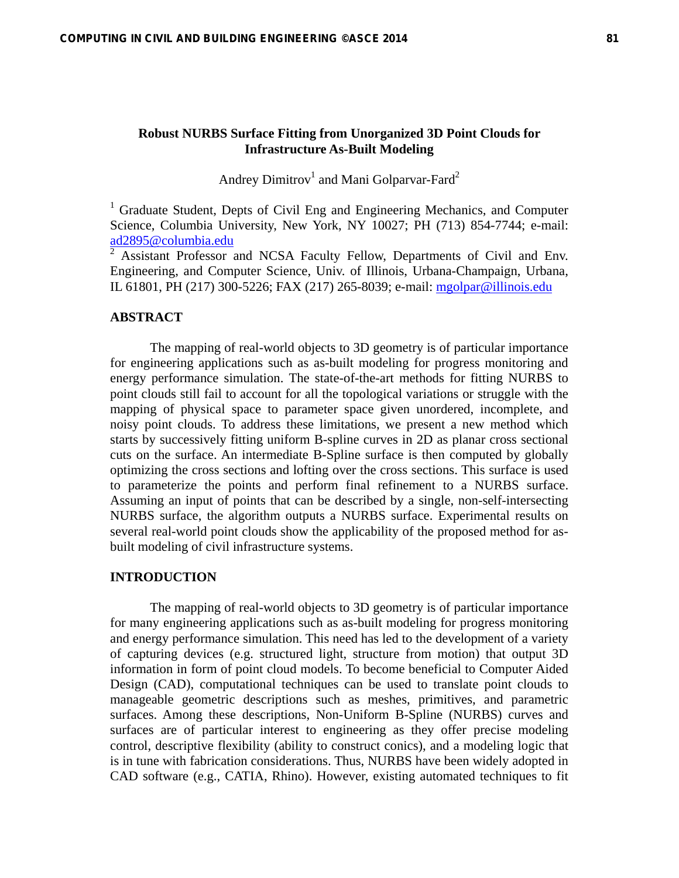# Robust NURBS Surface Fitting from Unorganized 3D Point Clouds for Infrastructure As-Built Modeling

Andrey Dimitrov[1] and Mani Golparvar-Fard[2]

[1] Graduate Student, Depts of Civil Eng and Engineering Mechanics, and Computer Science, Columbia University, New York, NY 10027; PH (713) 854-7744; e-mail: ad2895@columbia.edu

[2] Assistant Professor and NCSA Faculty Fellow, Departments of Civil and Env. Engineering, and Computer Science, Univ. of Illinois, Urbana-Champaign, Urbana, IL 61801, PH (217) 300-5226; FAX (217) 265-8039; e-mail: mgolpar@illinois.edu

## ABSTRACT

The mapping of real-world objects to 3D geometry is of particular importance for engineering applications such as as-built modeling for progress monitoring and energy performance simulation. The state-of-the-art methods for fitting NURBS to point clouds still fail to account for all the topological variations or struggle with the mapping of physical space to parameter space given unordered, incomplete, and noisy point clouds. To address these limitations, we present a new method which starts by successively fitting uniform B-spline curves in 2D as planar cross sectional cuts on the surface. An intermediate B-Spline surface is then computed by globally optimizing the cross sections and lofting over the cross sections. This surface is used to parameterize the points and perform final refinement to a NURBS surface. Assuming an input of points that can be described by a single, non-self-intersecting NURBS surface, the algorithm outputs a NURBS surface. Experimental results on several real-world point clouds show the applicability of the proposed method for as-built modeling of civil infrastructure systems.

## INTRODUCTION

The mapping of real-world objects to 3D geometry is of particular importance for many engineering applications such as as-built modeling for progress monitoring and energy performance simulation. This need has led to the development of a variety of capturing devices (e.g. structured light, structure from motion) that output 3D information in form of point cloud models. To become beneficial to Computer Aided Design (CAD), computational techniques can be used to translate point clouds to manageable geometric descriptions such as meshes, primitives, and parametric surfaces. Among these descriptions, Non-Uniform B-Spline (NURBS) curves and surfaces are of particular interest to engineering as they offer precise modeling control, descriptive flexibility (ability to construct conics), and a modeling logic that is in tune with fabrication considerations. Thus, NURBS have been widely adopted in CAD software (e.g., CATIA, Rhino). However, existing automated techniques to fit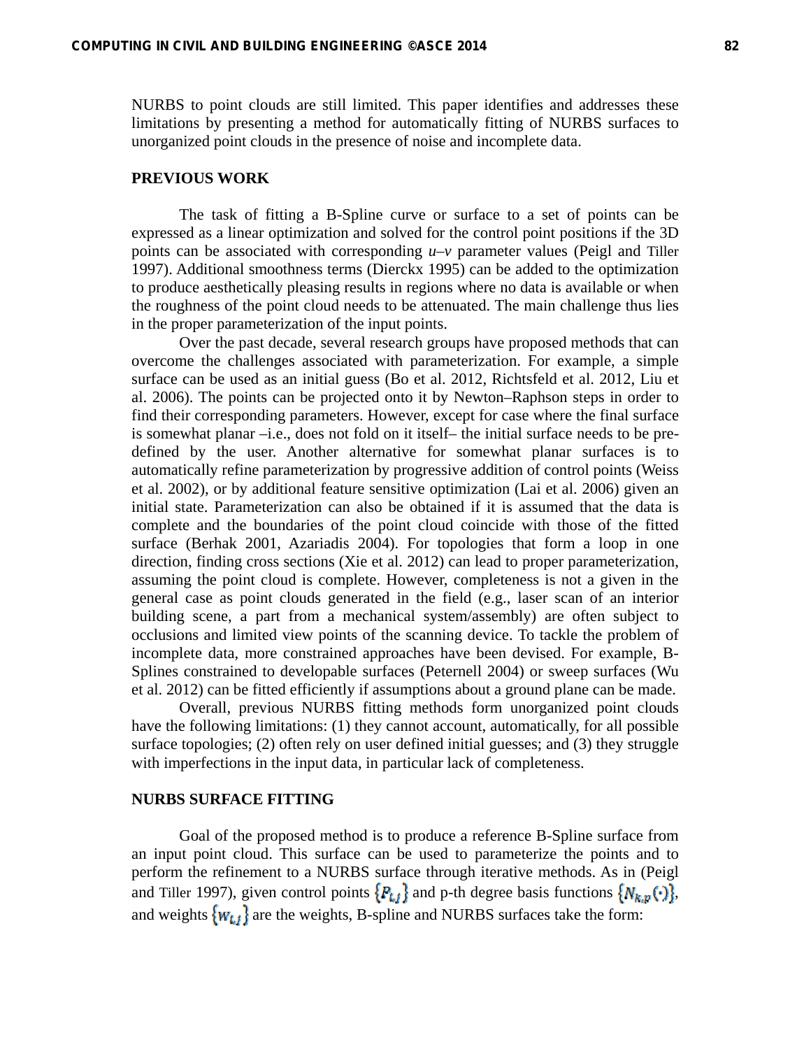NURBS to point clouds are still limited. This paper identifies and addresses these limitations by presenting a method for automatically fitting of NURBS surfaces to unorganized point clouds in the presence of noise and incomplete data.

## PREVIOUS WORK

The task of fitting a B-Spline curve or surface to a set of points can be expressed as a linear optimization and solved for the control point positions if the 3D points can be associated with corresponding *u*–*v* parameter values (Peigl and Tiller 1997). Additional smoothness terms (Dierckx 1995) can be added to the optimization to produce aesthetically pleasing results in regions where no data is available or when the roughness of the point cloud needs to be attenuated. The main challenge thus lies in the proper parameterization of the input points.

Over the past decade, several research groups have proposed methods that can overcome the challenges associated with parameterization. For example, a simple surface can be used as an initial guess (Bo et al. 2012, Richtsfeld et al. 2012, Liu et al. 2006). The points can be projected onto it by Newton–Raphson steps in order to find their corresponding parameters. However, except for case where the final surface is somewhat planar –i.e., does not fold on it itself– the initial surface needs to be pre-defined by the user. Another alternative for somewhat planar surfaces is to automatically refine parameterization by progressive addition of control points (Weiss et al. 2002), or by additional feature sensitive optimization (Lai et al. 2006) given an initial state. Parameterization can also be obtained if it is assumed that the data is complete and the boundaries of the point cloud coincide with those of the fitted surface (Berhak 2001, Azariadis 2004). For topologies that form a loop in one direction, finding cross sections (Xie et al. 2012) can lead to proper parameterization, assuming the point cloud is complete. However, completeness is not a given in the general case as point clouds generated in the field (e.g., laser scan of an interior building scene, a part from a mechanical system/assembly) are often subject to occlusions and limited view points of the scanning device. To tackle the problem of incomplete data, more constrained approaches have been devised. For example, B-Splines constrained to developable surfaces (Peternell 2004) or sweep surfaces (Wu et al. 2012) can be fitted efficiently if assumptions about a ground plane can be made.

Overall, previous NURBS fitting methods form unorganized point clouds have the following limitations: (1) they cannot account, automatically, for all possible surface topologies; (2) often rely on user defined initial guesses; and (3) they struggle with imperfections in the input data, in particular lack of completeness.

## NURBS SURFACE FITTING

Goal of the proposed method is to produce a reference B-Spline surface from an input point cloud. This surface can be used to parameterize the points and to perform the refinement to a NURBS surface through iterative methods. As in (Peigl and Tiller 1997), given control points $\{P_{i,j}\}$ and p-th degree basis functions $\{N_{k,p}(\cdot)\}$, and weights $\{w_{i,j}\}$ are the weights, B-spline and NURBS surfaces take the form: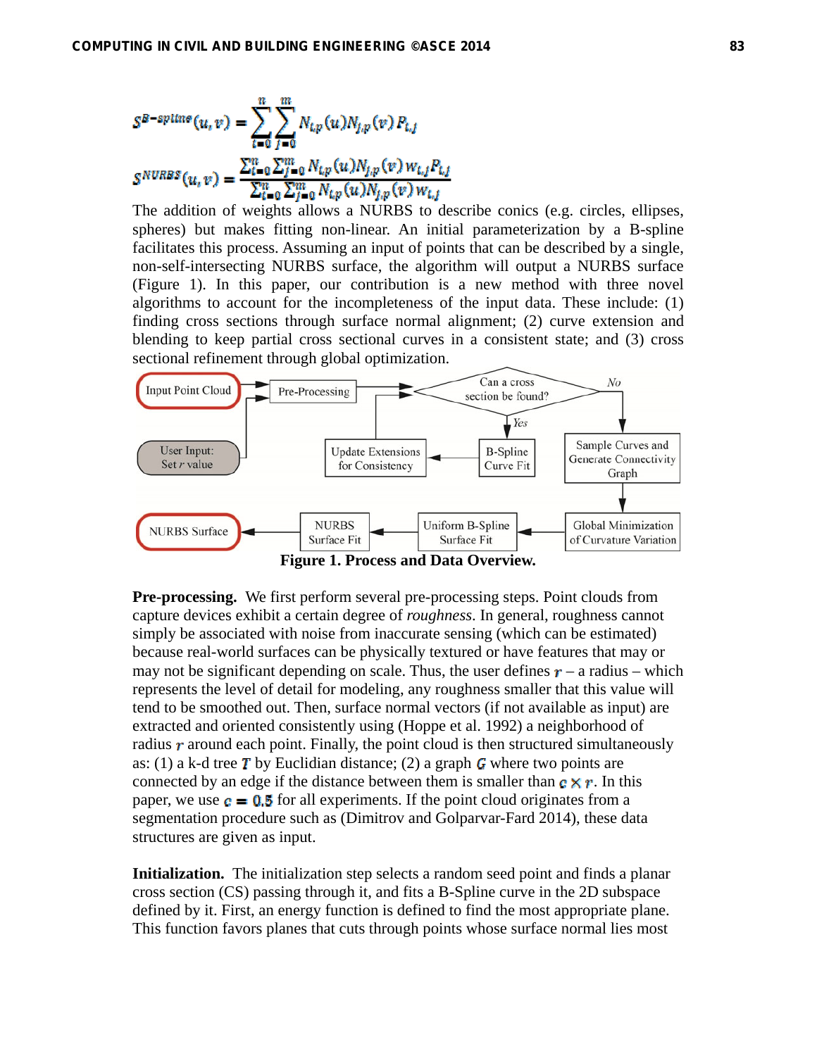$$S^{B\text{-}spline}(u,v) = \sum_{i=0}^{n} \sum_{j=0}^{m} N_{i,p}(u) N_{j,p}(v) P_{i,j}$$

$$S^{NURBS}(u,v) = \frac{\sum_{i=0}^{n} \sum_{j=0}^{m} N_{i,p}(u) N_{j,p}(v) w_{i,j} P_{i,j}}{\sum_{i=0}^{n} \sum_{j=0}^{m} N_{i,p}(u) N_{j,p}(v) w_{i,j}}$$

The addition of weights allows a NURBS to describe conics (e.g. circles, ellipses, spheres) but makes fitting non-linear. An initial parameterization by a B-spline facilitates this process. Assuming an input of points that can be described by a single, non-self-intersecting NURBS surface, the algorithm will output a NURBS surface (Figure 1). In this paper, our contribution is a new method with three novel algorithms to account for the incompleteness of the input data. These include: (1) finding cross sections through surface normal alignment; (2) curve extension and blending to keep partial cross sectional curves in a consistent state; and (3) cross sectional refinement through global optimization.

Input Point Cloud → Pre-Processing → Can a cross section be found? (Yes → B-Spline Curve Fit → Update Extensions for Consistency → back to question; No → Sample Curves and Generate Connectivity Graph → Global Minimization of Curvature Variation → Uniform B-Spline Surface Fit → NURBS Surface Fit → NURBS Surface). User Input: Set $r$ value → Pre-Processing.

**Figure 1. Process and Data Overview.**

**Pre-processing.** We first perform several pre-processing steps. Point clouds from capture devices exhibit a certain degree of *roughness*. In general, roughness cannot simply be associated with noise from inaccurate sensing (which can be estimated) because real-world surfaces can be physically textured or have features that may or may not be significant depending on scale. Thus, the user defines $r$ – a radius – which represents the level of detail for modeling, any roughness smaller that this value will tend to be smoothed out. Then, surface normal vectors (if not available as input) are extracted and oriented consistently using (Hoppe et al. 1992) a neighborhood of radius $r$ around each point. Finally, the point cloud is then structured simultaneously as: (1) a k-d tree $T$ by Euclidian distance; (2) a graph $G$ where two points are connected by an edge if the distance between them is smaller than $c \times r$. In this paper, we use $c = 0.5$ for all experiments. If the point cloud originates from a segmentation procedure such as (Dimitrov and Golparvar-Fard 2014), these data structures are given as input.

**Initialization.** The initialization step selects a random seed point and finds a planar cross section (CS) passing through it, and fits a B-Spline curve in the 2D subspace defined by it. First, an energy function is defined to find the most appropriate plane. This function favors planes that cuts through points whose surface normal lies most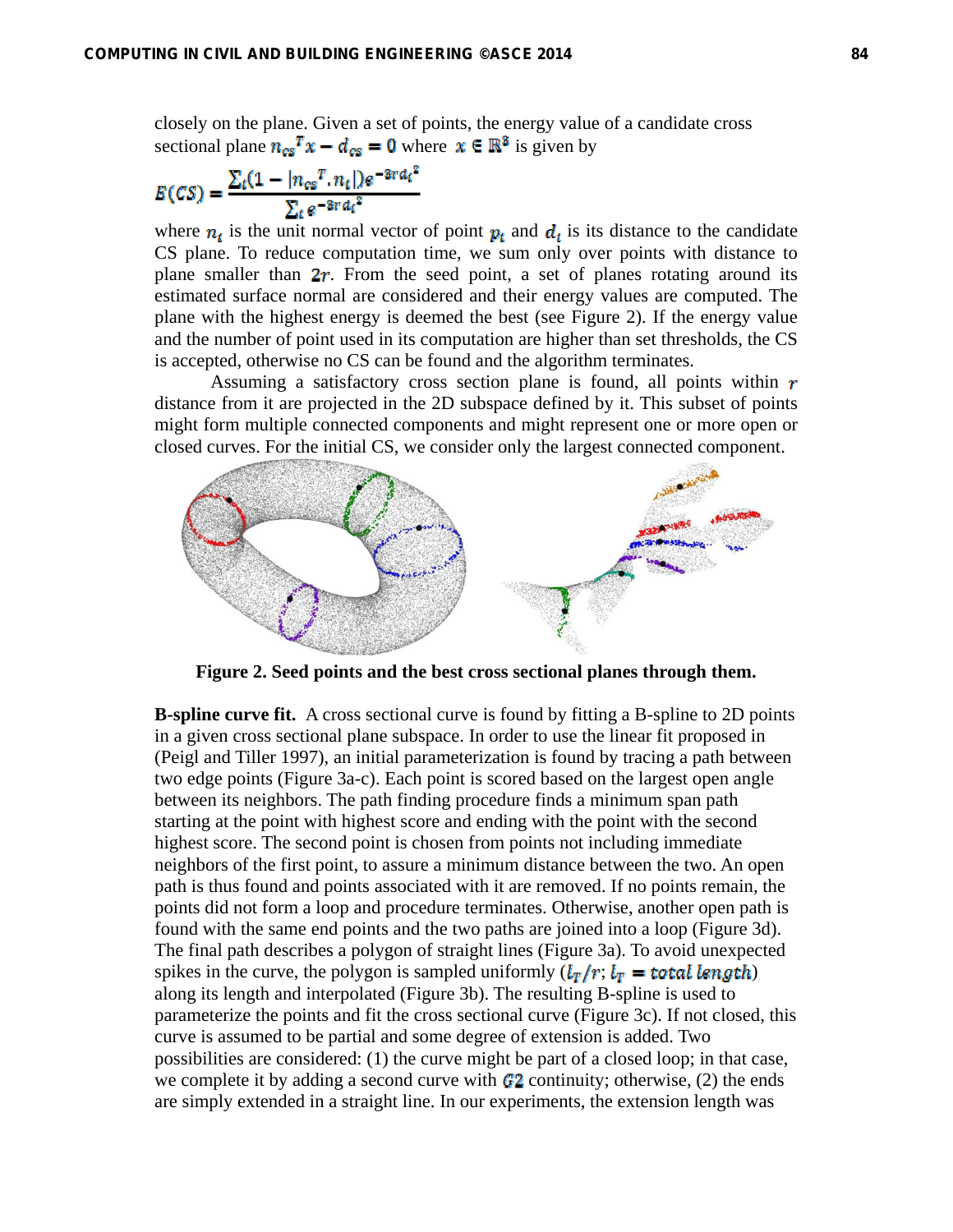closely on the plane. Given a set of points, the energy value of a candidate cross sectional plane $n_{cs}{}^T x - d_{cs} = 0$ where $x \in \mathbb{R}^3$ is given by

$$E(CS) = \frac{\sum_i (1 - |n_{cs}{}^T . n_i|) e^{-3r d_i{}^2}}{\sum_i e^{-3r d_i{}^2}}$$

where $n_i$ is the unit normal vector of point $p_i$ and $d_i$ is its distance to the candidate CS plane. To reduce computation time, we sum only over points with distance to plane smaller than $2r$. From the seed point, a set of planes rotating around its estimated surface normal are considered and their energy values are computed. The plane with the highest energy is deemed the best (see Figure 2). If the energy value and the number of point used in its computation are higher than set thresholds, the CS is accepted, otherwise no CS can be found and the algorithm terminates.

Assuming a satisfactory cross section plane is found, all points within $r$ distance from it are projected in the 2D subspace defined by it. This subset of points might form multiple connected components and might represent one or more open or closed curves. For the initial CS, we consider only the largest connected component.

**Figure 2. Seed points and the best cross sectional planes through them.**

**B-spline curve fit.** A cross sectional curve is found by fitting a B-spline to 2D points in a given cross sectional plane subspace. In order to use the linear fit proposed in (Peigl and Tiller 1997), an initial parameterization is found by tracing a path between two edge points (Figure 3a-c). Each point is scored based on the largest open angle between its neighbors. The path finding procedure finds a minimum span path starting at the point with highest score and ending with the point with the second highest score. The second point is chosen from points not including immediate neighbors of the first point, to assure a minimum distance between the two. An open path is thus found and points associated with it are removed. If no points remain, the points did not form a loop and procedure terminates. Otherwise, another open path is found with the same end points and the two paths are joined into a loop (Figure 3d). The final path describes a polygon of straight lines (Figure 3a). To avoid unexpected spikes in the curve, the polygon is sampled uniformly ($l_T/r$; $l_T = total\ length$) along its length and interpolated (Figure 3b). The resulting B-spline is used to parameterize the points and fit the cross sectional curve (Figure 3c). If not closed, this curve is assumed to be partial and some degree of extension is added. Two possibilities are considered: (1) the curve might be part of a closed loop; in that case, we complete it by adding a second curve with $G2$ continuity; otherwise, (2) the ends are simply extended in a straight line. In our experiments, the extension length was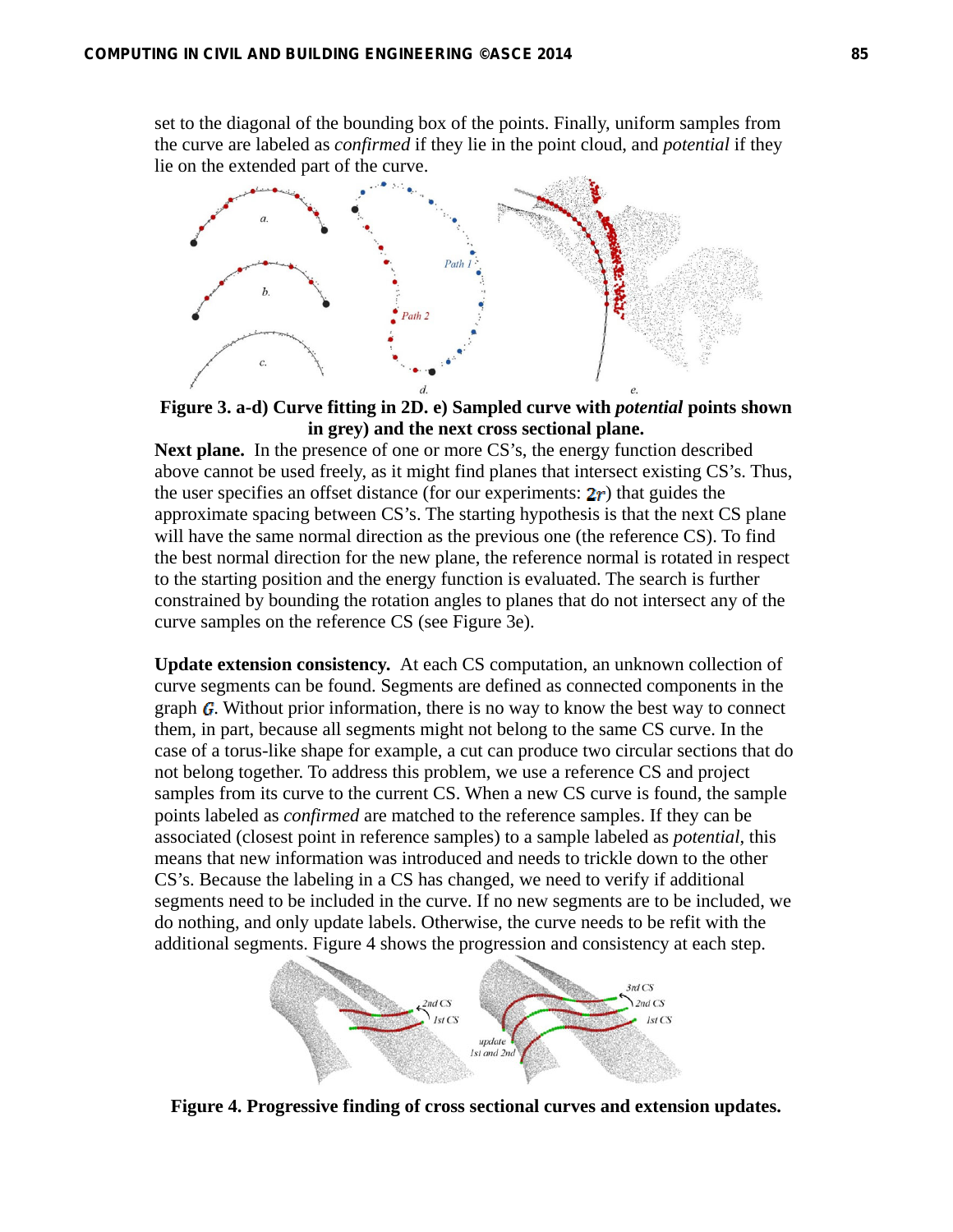set to the diagonal of the bounding box of the points. Finally, uniform samples from the curve are labeled as *confirmed* if they lie in the point cloud, and *potential* if they lie on the extended part of the curve.

**Figure 3. a-d) Curve fitting in 2D. e) Sampled curve with *potential* points shown in grey) and the next cross sectional plane.**

**Next plane.** In the presence of one or more CS's, the energy function described above cannot be used freely, as it might find planes that intersect existing CS's. Thus, the user specifies an offset distance (for our experiments: $2r$) that guides the approximate spacing between CS's. The starting hypothesis is that the next CS plane will have the same normal direction as the previous one (the reference CS). To find the best normal direction for the new plane, the reference normal is rotated in respect to the starting position and the energy function is evaluated. The search is further constrained by bounding the rotation angles to planes that do not intersect any of the curve samples on the reference CS (see Figure 3e).

**Update extension consistency.** At each CS computation, an unknown collection of curve segments can be found. Segments are defined as connected components in the graph $G$. Without prior information, there is no way to know the best way to connect them, in part, because all segments might not belong to the same CS curve. In the case of a torus-like shape for example, a cut can produce two circular sections that do not belong together. To address this problem, we use a reference CS and project samples from its curve to the current CS. When a new CS curve is found, the sample points labeled as *confirmed* are matched to the reference samples. If they can be associated (closest point in reference samples) to a sample labeled as *potential*, this means that new information was introduced and needs to trickle down to the other CS's. Because the labeling in a CS has changed, we need to verify if additional segments need to be included in the curve. If no new segments are to be included, we do nothing, and only update labels. Otherwise, the curve needs to be refit with the additional segments. Figure 4 shows the progression and consistency at each step.

**Figure 4. Progressive finding of cross sectional curves and extension updates.**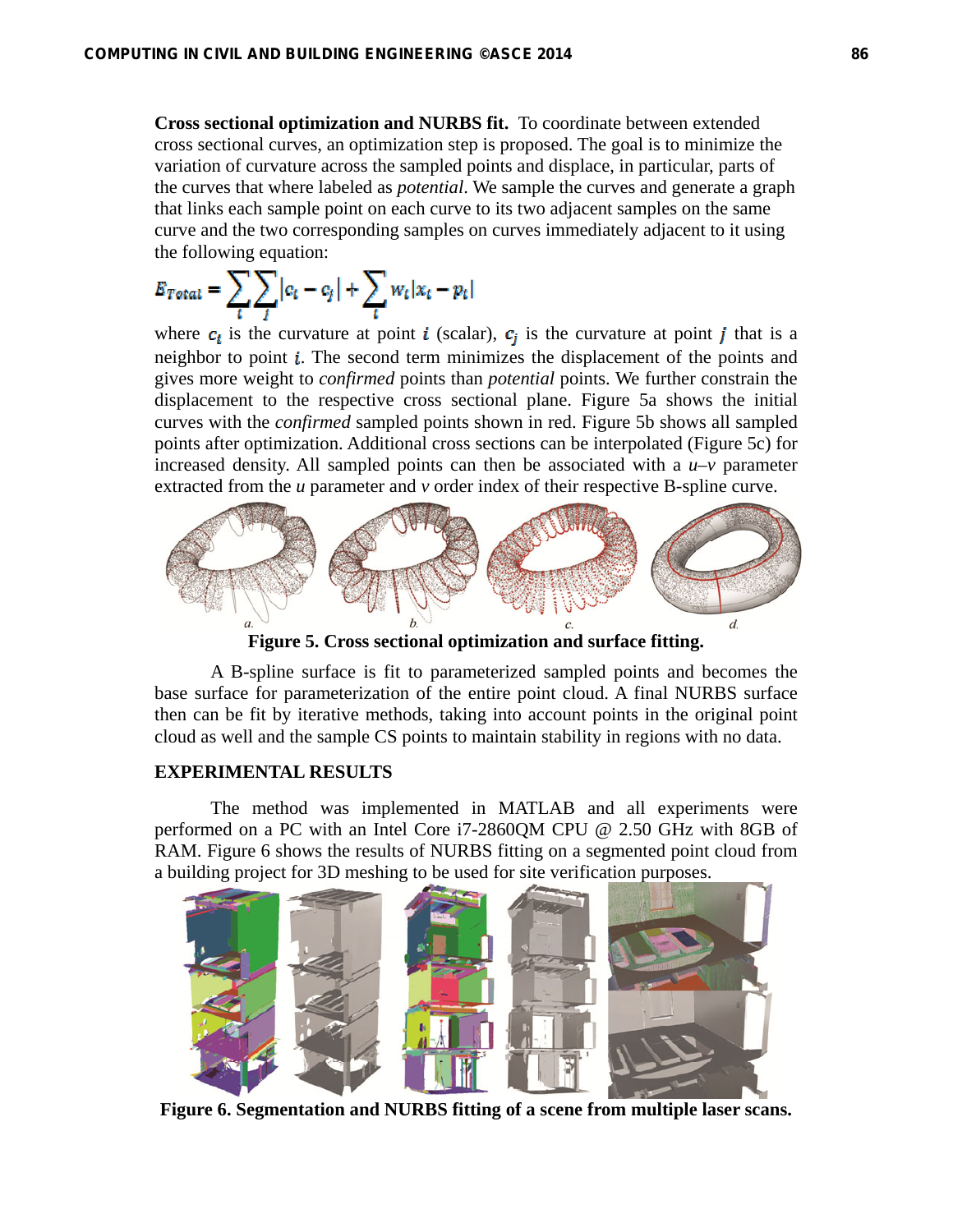**Cross sectional optimization and NURBS fit.** To coordinate between extended cross sectional curves, an optimization step is proposed. The goal is to minimize the variation of curvature across the sampled points and displace, in particular, parts of the curves that where labeled as *potential*. We sample the curves and generate a graph that links each sample point on each curve to its two adjacent samples on the same curve and the two corresponding samples on curves immediately adjacent to it using the following equation:

$$E_{Total} = \sum_i \sum_j |c_i - c_j| + \sum_i w_i |x_i - p_i|$$

where $c_i$ is the curvature at point $i$ (scalar), $c_j$ is the curvature at point $j$ that is a neighbor to point $i$. The second term minimizes the displacement of the points and gives more weight to *confirmed* points than *potential* points. We further constrain the displacement to the respective cross sectional plane. Figure 5a shows the initial curves with the *confirmed* sampled points shown in red. Figure 5b shows all sampled points after optimization. Additional cross sections can be interpolated (Figure 5c) for increased density. All sampled points can then be associated with a *u*–*v* parameter extracted from the *u* parameter and *v* order index of their respective B-spline curve.

**Figure 5. Cross sectional optimization and surface fitting.**

A B-spline surface is fit to parameterized sampled points and becomes the base surface for parameterization of the entire point cloud. A final NURBS surface then can be fit by iterative methods, taking into account points in the original point cloud as well and the sample CS points to maintain stability in regions with no data.

## EXPERIMENTAL RESULTS

The method was implemented in MATLAB and all experiments were performed on a PC with an Intel Core i7-2860QM CPU @ 2.50 GHz with 8GB of RAM. Figure 6 shows the results of NURBS fitting on a segmented point cloud from a building project for 3D meshing to be used for site verification purposes.

**Figure 6. Segmentation and NURBS fitting of a scene from multiple laser scans.**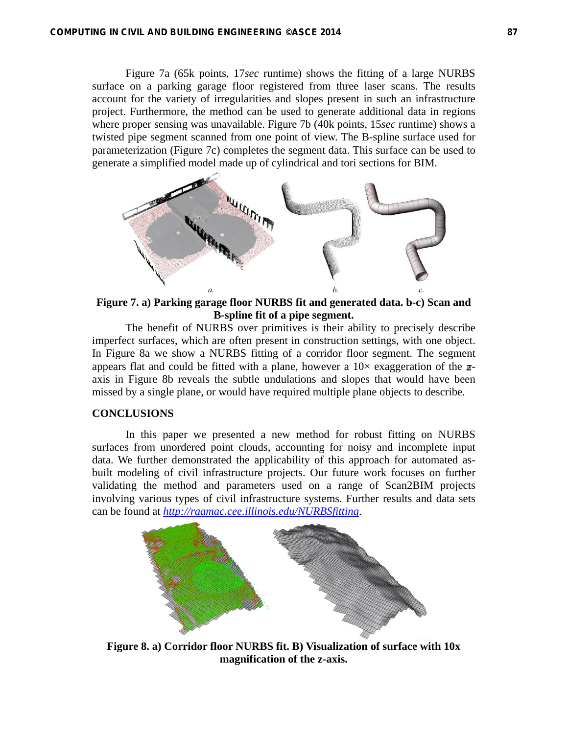Figure 7a (65k points, 17*sec* runtime) shows the fitting of a large NURBS surface on a parking garage floor registered from three laser scans. The results account for the variety of irregularities and slopes present in such an infrastructure project. Furthermore, the method can be used to generate additional data in regions where proper sensing was unavailable. Figure 7b (40k points, 15*sec* runtime) shows a twisted pipe segment scanned from one point of view. The B-spline surface used for parameterization (Figure 7c) completes the segment data. This surface can be used to generate a simplified model made up of cylindrical and tori sections for BIM.

**Figure 7. a) Parking garage floor NURBS fit and generated data. b-c) Scan and B-spline fit of a pipe segment.**

The benefit of NURBS over primitives is their ability to precisely describe imperfect surfaces, which are often present in construction settings, with one object. In Figure 8a we show a NURBS fitting of a corridor floor segment. The segment appears flat and could be fitted with a plane, however a 10× exaggeration of the $z$-axis in Figure 8b reveals the subtle undulations and slopes that would have been missed by a single plane, or would have required multiple plane objects to describe.

## CONCLUSIONS

In this paper we presented a new method for robust fitting on NURBS surfaces from unordered point clouds, accounting for noisy and incomplete input data. We further demonstrated the applicability of this approach for automated as-built modeling of civil infrastructure projects. Our future work focuses on further validating the method and parameters used on a range of Scan2BIM projects involving various types of civil infrastructure systems. Further results and data sets can be found at *http://raamac.cee.illinois.edu/NURBSfitting*.

**Figure 8. a) Corridor floor NURBS fit. B) Visualization of surface with 10x magnification of the z-axis.**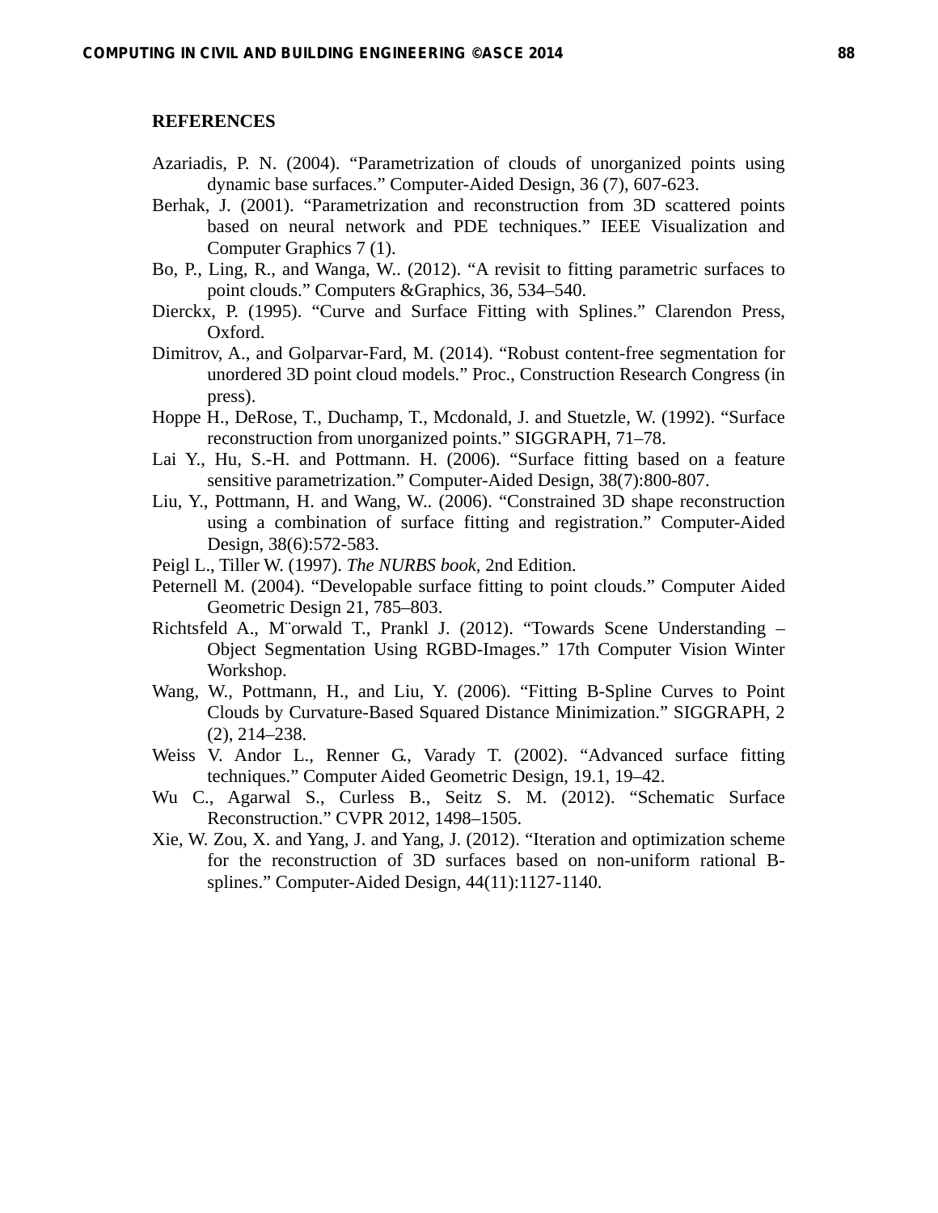## REFERENCES

Azariadis, P. N. (2004). “Parametrization of clouds of unorganized points using dynamic base surfaces.” Computer-Aided Design, 36 (7), 607-623.

Berhak, J. (2001). “Parametrization and reconstruction from 3D scattered points based on neural network and PDE techniques.” IEEE Visualization and Computer Graphics 7 (1).

Bo, P., Ling, R., and Wanga, W.. (2012). “A revisit to fitting parametric surfaces to point clouds.” Computers &Graphics, 36, 534–540.

Dierckx, P. (1995). “Curve and Surface Fitting with Splines.” Clarendon Press, Oxford.

Dimitrov, A., and Golparvar-Fard, M. (2014). “Robust content-free segmentation for unordered 3D point cloud models.” Proc., Construction Research Congress (in press).

Hoppe H., DeRose, T., Duchamp, T., Mcdonald, J. and Stuetzle, W. (1992). “Surface reconstruction from unorganized points.” SIGGRAPH, 71–78.

Lai Y., Hu, S.-H. and Pottmann. H. (2006). “Surface fitting based on a feature sensitive parametrization.” Computer-Aided Design, 38(7):800-807.

Liu, Y., Pottmann, H. and Wang, W.. (2006). “Constrained 3D shape reconstruction using a combination of surface fitting and registration.” Computer-Aided Design, 38(6):572-583.

Peigl L., Tiller W. (1997). *The NURBS book*, 2nd Edition.

Peternell M. (2004). “Developable surface fitting to point clouds.” Computer Aided Geometric Design 21, 785–803.

Richtsfeld A., M¨orwald T., Prankl J. (2012). “Towards Scene Understanding – Object Segmentation Using RGBD-Images.” 17th Computer Vision Winter Workshop.

Wang, W., Pottmann, H., and Liu, Y. (2006). “Fitting B-Spline Curves to Point Clouds by Curvature-Based Squared Distance Minimization.” SIGGRAPH, 2 (2), 214–238.

Weiss V. Andor L., Renner G., Varady T. (2002). “Advanced surface fitting techniques.” Computer Aided Geometric Design, 19.1, 19–42.

Wu C., Agarwal S., Curless B., Seitz S. M. (2012). “Schematic Surface Reconstruction.” CVPR 2012, 1498–1505.

Xie, W. Zou, X. and Yang, J. and Yang, J. (2012). “Iteration and optimization scheme for the reconstruction of 3D surfaces based on non-uniform rational B-splines.” Computer-Aided Design, 44(11):1127-1140.